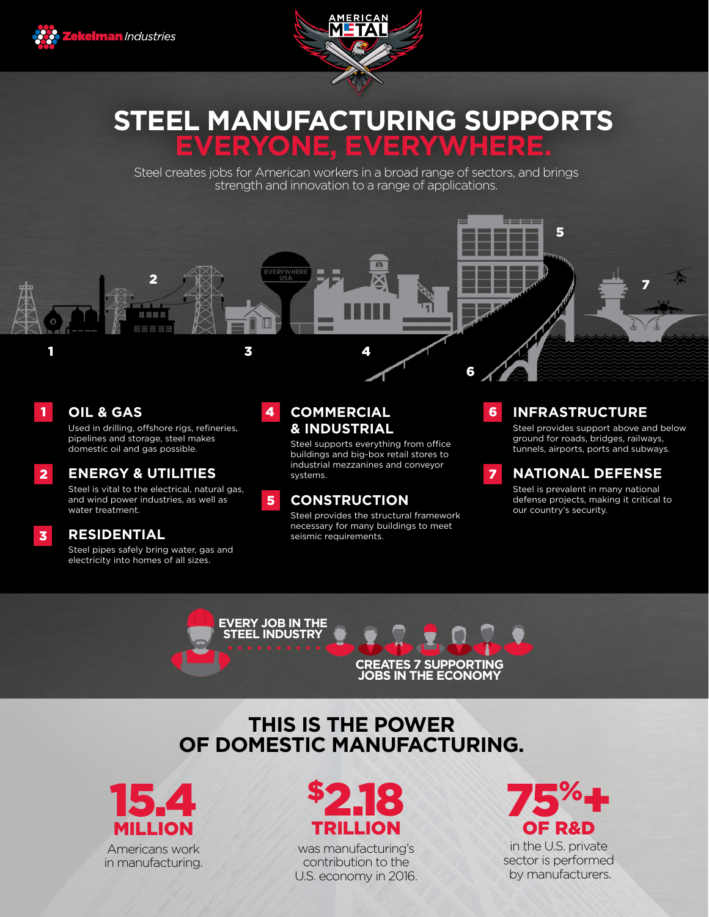Zekelman Industries

AMERICAN METAL

# STEEL MANUFACTURING SUPPORTS EVERYONE, EVERYWHERE.

Steel creates jobs for American workers in a broad range of sectors, and brings strength and innovation to a range of applications.

EVERYWHERE USA

## 1 OIL & GAS

Used in drilling, offshore rigs, refineries, pipelines and storage, steel makes domestic oil and gas possible.

## 2 ENERGY & UTILITIES

Steel is vital to the electrical, natural gas, and wind power industries, as well as water treatment.

## 3 RESIDENTIAL

Steel pipes safely bring water, gas and electricity into homes of all sizes.

## 4 COMMERCIAL & INDUSTRIAL

Steel supports everything from office buildings and big-box retail stores to industrial mezzanines and conveyor systems.

## 5 CONSTRUCTION

Steel provides the structural framework necessary for many buildings to meet seismic requirements.

## 6 INFRASTRUCTURE

Steel provides support above and below ground for roads, bridges, railways, tunnels, airports, ports and subways.

## 7 NATIONAL DEFENSE

Steel is prevalent in many national defense projects, making it critical to our country's security.

**EVERY JOB IN THE STEEL INDUSTRY CREATES 7 SUPPORTING JOBS IN THE ECONOMY**

# THIS IS THE POWER OF DOMESTIC MANUFACTURING.

**15.4 MILLION**
Americans work in manufacturing.

**$2.18 TRILLION**
was manufacturing's contribution to the U.S. economy in 2016.

**75%+ OF R&D**
in the U.S. private sector is performed by manufacturers.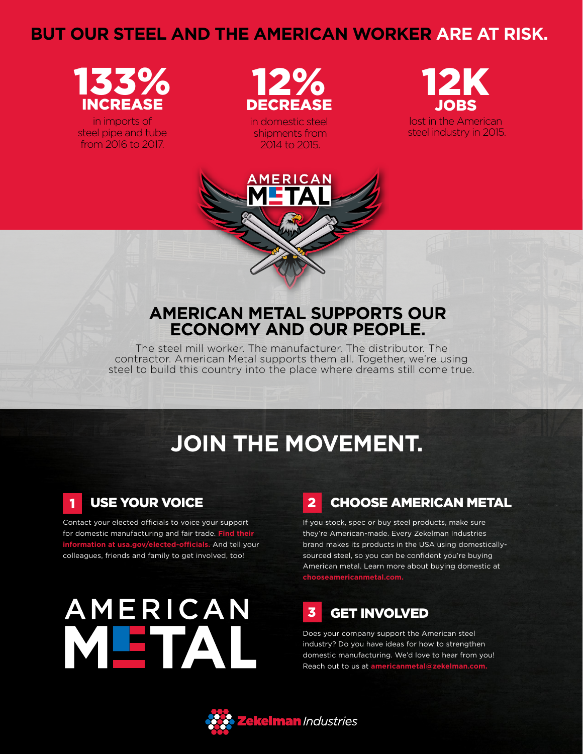# BUT OUR STEEL AND THE AMERICAN WORKER ARE AT RISK.

**133% INCREASE**
in imports of steel pipe and tube from 2016 to 2017.

**12% DECREASE**
in domestic steel shipments from 2014 to 2015.

**12K JOBS**
lost in the American steel industry in 2015.

AMERICAN METAL

## AMERICAN METAL SUPPORTS OUR ECONOMY AND OUR PEOPLE.

The steel mill worker. The manufacturer. The distributor. The contractor. American Metal supports them all. Together, we're using steel to build this country into the place where dreams still come true.

# JOIN THE MOVEMENT.

### 1 USE YOUR VOICE

Contact your elected officials to voice your support for domestic manufacturing and fair trade. **Find their information at usa.gov/elected-officials.** And tell your colleagues, friends and family to get involved, too!

### 2 CHOOSE AMERICAN METAL

If you stock, spec or buy steel products, make sure they're American-made. Every Zekelman Industries brand makes its products in the USA using domestically-sourced steel, so you can be confident you're buying American metal. Learn more about buying domestic at **chooseamericanmetal.com.**

AMERICAN METAL

### 3 GET INVOLVED

Does your company support the American steel industry? Do you have ideas for how to strengthen domestic manufacturing. We'd love to hear from you! Reach out to us at **americanmetal@zekelman.com.**

Zekelman *Industries*